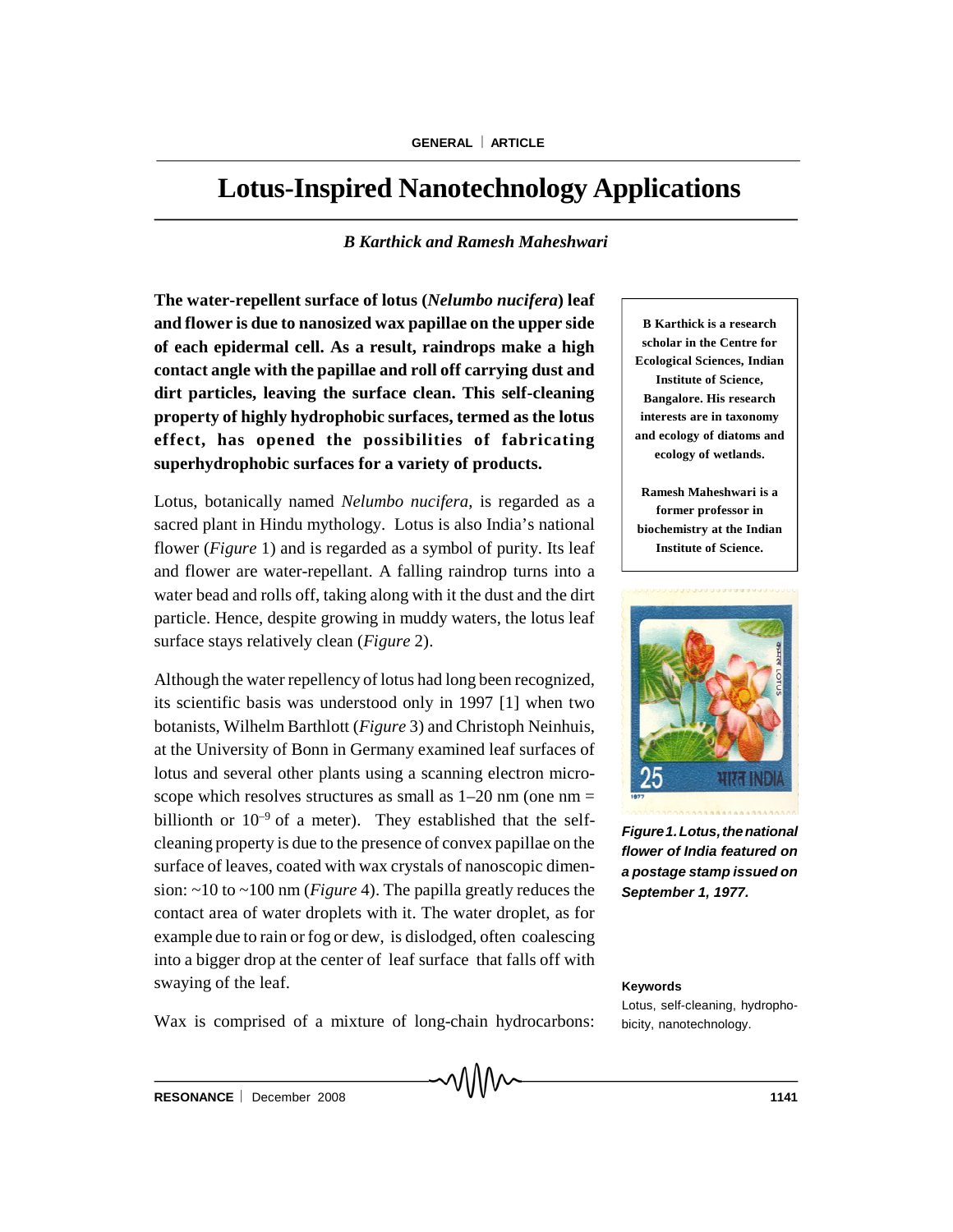# Lotus-Inspired Nanotechnology Applications

*B Karthick and Ramesh Maheshwari*

**The water-repellent surface of lotus (*Nelumbo nucifera*) leaf and flower is due to nanosized wax papillae on the upper side of each epidermal cell. As a result, raindrops make a high contact angle with the papillae and roll off carrying dust and dirt particles, leaving the surface clean. This self-cleaning property of highly hydrophobic surfaces, termed as the lotus effect, has opened the possibilities of fabricating superhydrophobic surfaces for a variety of products.**

**B Karthick is a research scholar in the Centre for Ecological Sciences, Indian Institute of Science, Bangalore. His research interests are in taxonomy and ecology of diatoms and ecology of wetlands.**

**Ramesh Maheshwari is a former professor in biochemistry at the Indian Institute of Science.**

Lotus, botanically named *Nelumbo nucifera*, is regarded as a sacred plant in Hindu mythology. Lotus is also India's national flower (*Figure* 1) and is regarded as a symbol of purity. Its leaf and flower are water-repellant. A falling raindrop turns into a water bead and rolls off, taking along with it the dust and the dirt particle. Hence, despite growing in muddy waters, the lotus leaf surface stays relatively clean (*Figure* 2).

*Figure 1. Lotus, the national flower of India featured on a postage stamp issued on September 1, 1977.*

Although the water repellency of lotus had long been recognized, its scientific basis was understood only in 1997 [1] when two botanists, Wilhelm Barthlott (*Figure* 3) and Christoph Neinhuis, at the University of Bonn in Germany examined leaf surfaces of lotus and several other plants using a scanning electron microscope which resolves structures as small as 1–20 nm (one nm = billionth or $10^{-9}$ of a meter). They established that the self-cleaning property is due to the presence of convex papillae on the surface of leaves, coated with wax crystals of nanoscopic dimension: ~10 to ~100 nm (*Figure* 4). The papilla greatly reduces the contact area of water droplets with it. The water droplet, as for example due to rain or fog or dew, is dislodged, often coalescing into a bigger drop at the center of leaf surface that falls off with swaying of the leaf.

**Keywords**

Lotus, self-cleaning, hydrophobicity, nanotechnology.

Wax is comprised of a mixture of long-chain hydrocarbons: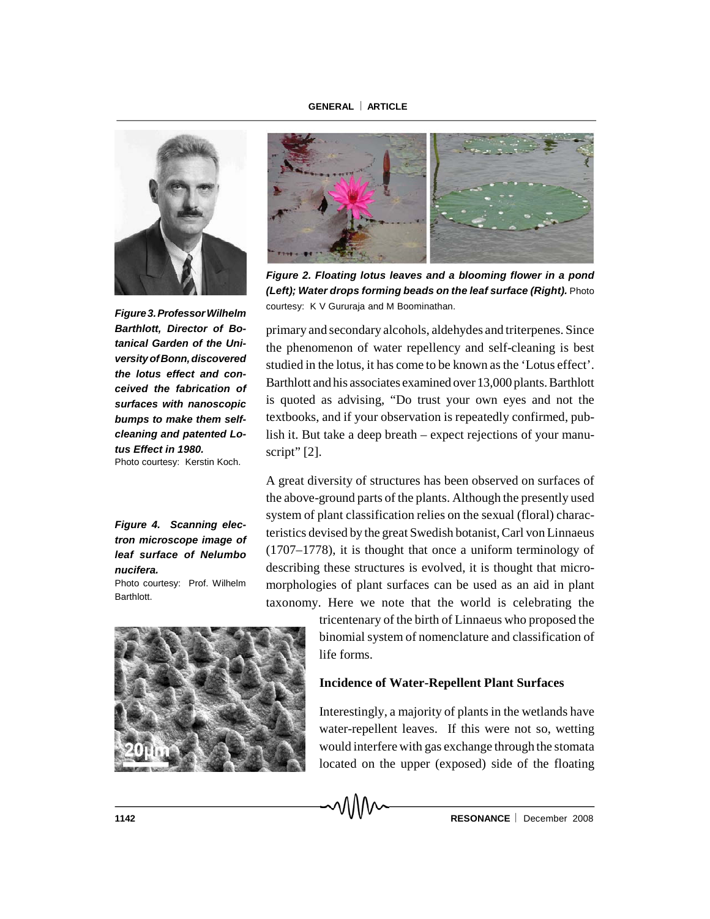*Figure 2. Floating lotus leaves and a blooming flower in a pond (Left); Water drops forming beads on the leaf surface (Right).* Photo courtesy: K V Gururaja and M Boominathan.

***Figure 3. Professor Wilhelm Barthlott, Director of Botanical Garden of the University of Bonn, discovered the lotus effect and conceived the fabrication of surfaces with nanoscopic bumps to make them self-cleaning and patented Lotus Effect in 1980.***
Photo courtesy: Kerstin Koch.

primary and secondary alcohols, aldehydes and triterpenes. Since the phenomenon of water repellency and self-cleaning is best studied in the lotus, it has come to be known as the 'Lotus effect'. Barthlott and his associates examined over 13,000 plants. Barthlott is quoted as advising, "Do trust your own eyes and not the textbooks, and if your observation is repeatedly confirmed, publish it. But take a deep breath – expect rejections of your manuscript" [2].

A great diversity of structures has been observed on surfaces of the above-ground parts of the plants. Although the presently used system of plant classification relies on the sexual (floral) characteristics devised by the great Swedish botanist, Carl von Linnaeus (1707–1778), it is thought that once a uniform terminology of describing these structures is evolved, it is thought that micromorphologies of plant surfaces can be used as an aid in plant taxonomy. Here we note that the world is celebrating the tricentenary of the birth of Linnaeus who proposed the binomial system of nomenclature and classification of life forms.

***Figure 4. Scanning electron microscope image of leaf surface of Nelumbo nucifera.***
Photo courtesy: Prof. Wilhelm Barthlott.

## Incidence of Water-Repellent Plant Surfaces

Interestingly, a majority of plants in the wetlands have water-repellent leaves. If this were not so, wetting would interfere with gas exchange through the stomata located on the upper (exposed) side of the floating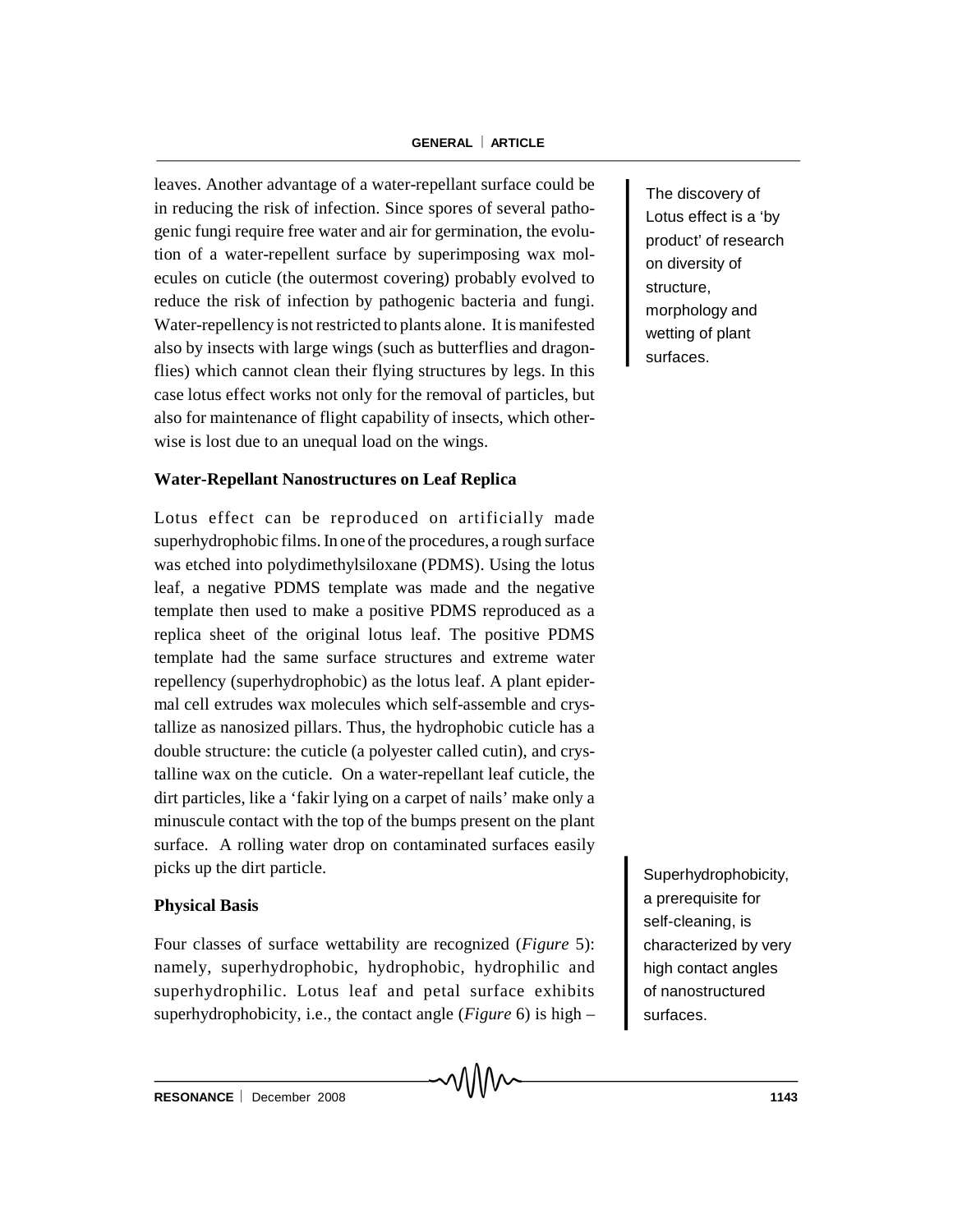leaves. Another advantage of a water-repellant surface could be in reducing the risk of infection. Since spores of several pathogenic fungi require free water and air for germination, the evolution of a water-repellent surface by superimposing wax molecules on cuticle (the outermost covering) probably evolved to reduce the risk of infection by pathogenic bacteria and fungi. Water-repellency is not restricted to plants alone. It is manifested also by insects with large wings (such as butterflies and dragonflies) which cannot clean their flying structures by legs. In this case lotus effect works not only for the removal of particles, but also for maintenance of flight capability of insects, which otherwise is lost due to an unequal load on the wings.

The discovery of Lotus effect is a 'by product' of research on diversity of structure, morphology and wetting of plant surfaces.

**Water-Repellant Nanostructures on Leaf Replica**

Lotus effect can be reproduced on artificially made superhydrophobic films. In one of the procedures, a rough surface was etched into polydimethylsiloxane (PDMS). Using the lotus leaf, a negative PDMS template was made and the negative template then used to make a positive PDMS reproduced as a replica sheet of the original lotus leaf. The positive PDMS template had the same surface structures and extreme water repellency (superhydrophobic) as the lotus leaf. A plant epidermal cell extrudes wax molecules which self-assemble and crystallize as nanosized pillars. Thus, the hydrophobic cuticle has a double structure: the cuticle (a polyester called cutin), and crystalline wax on the cuticle. On a water-repellant leaf cuticle, the dirt particles, like a 'fakir lying on a carpet of nails' make only a minuscule contact with the top of the bumps present on the plant surface. A rolling water drop on contaminated surfaces easily picks up the dirt particle.

Superhydrophobicity, a prerequisite for self-cleaning, is characterized by very high contact angles of nanostructured surfaces.

**Physical Basis**

Four classes of surface wettability are recognized (*Figure* 5): namely, superhydrophobic, hydrophobic, hydrophilic and superhydrophilic. Lotus leaf and petal surface exhibits superhydrophobicity, i.e., the contact angle (*Figure* 6) is high –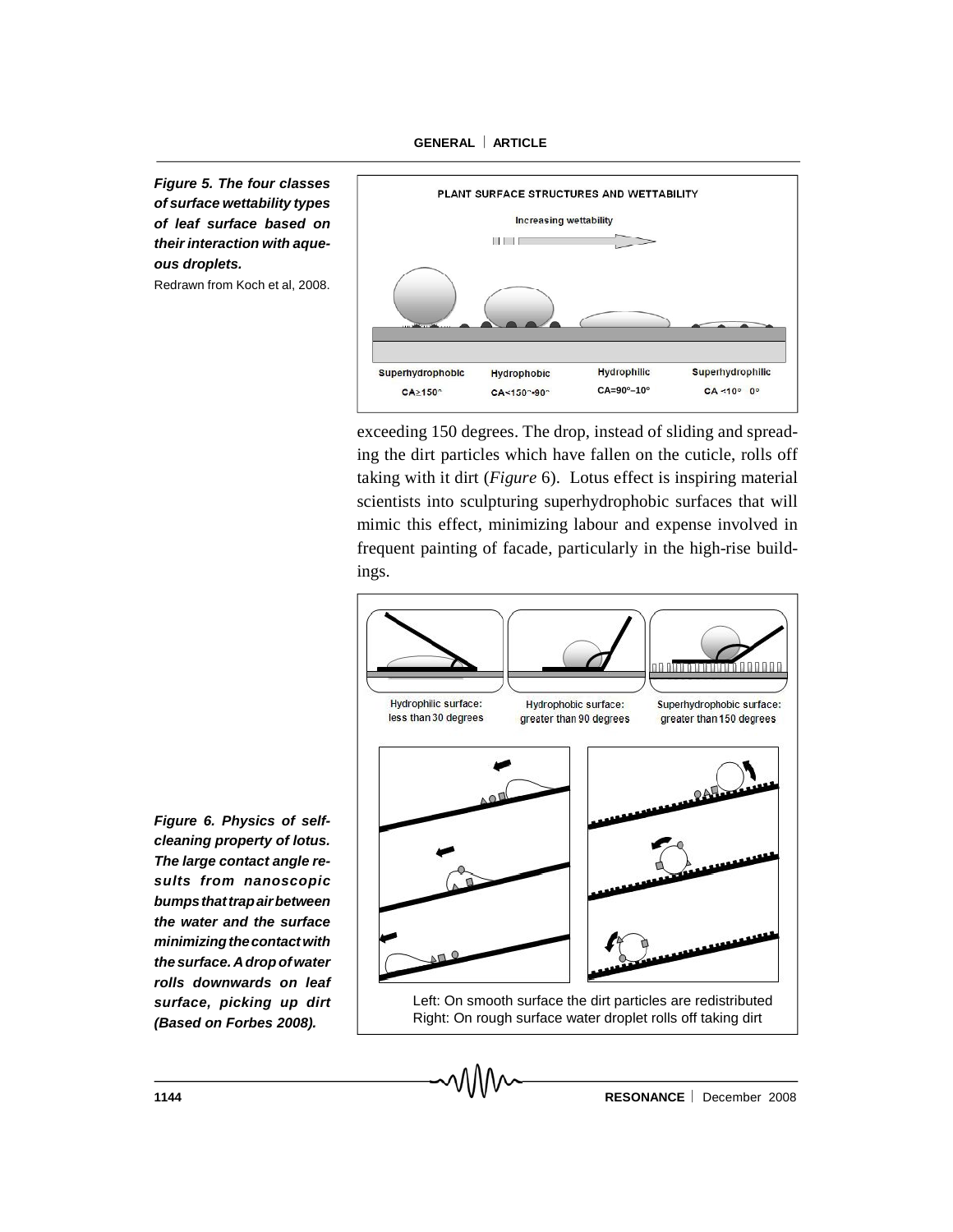**_Figure 5. The four classes of surface wettability types of leaf surface based on their interaction with aqueous droplets._**

Redrawn from Koch et al, 2008.

exceeding 150 degrees. The drop, instead of sliding and spreading the dirt particles which have fallen on the cuticle, rolls off taking with it dirt (*Figure* 6). Lotus effect is inspiring material scientists into sculpturing superhydrophobic surfaces that will mimic this effect, minimizing labour and expense involved in frequent painting of facade, particularly in the high-rise buildings.

**_Figure 6. Physics of self-cleaning property of lotus. The large contact angle results from nanoscopic bumps that trap air between the water and the surface minimizing the contact with the surface. A drop of water rolls downwards on leaf surface, picking up dirt (Based on Forbes 2008)._**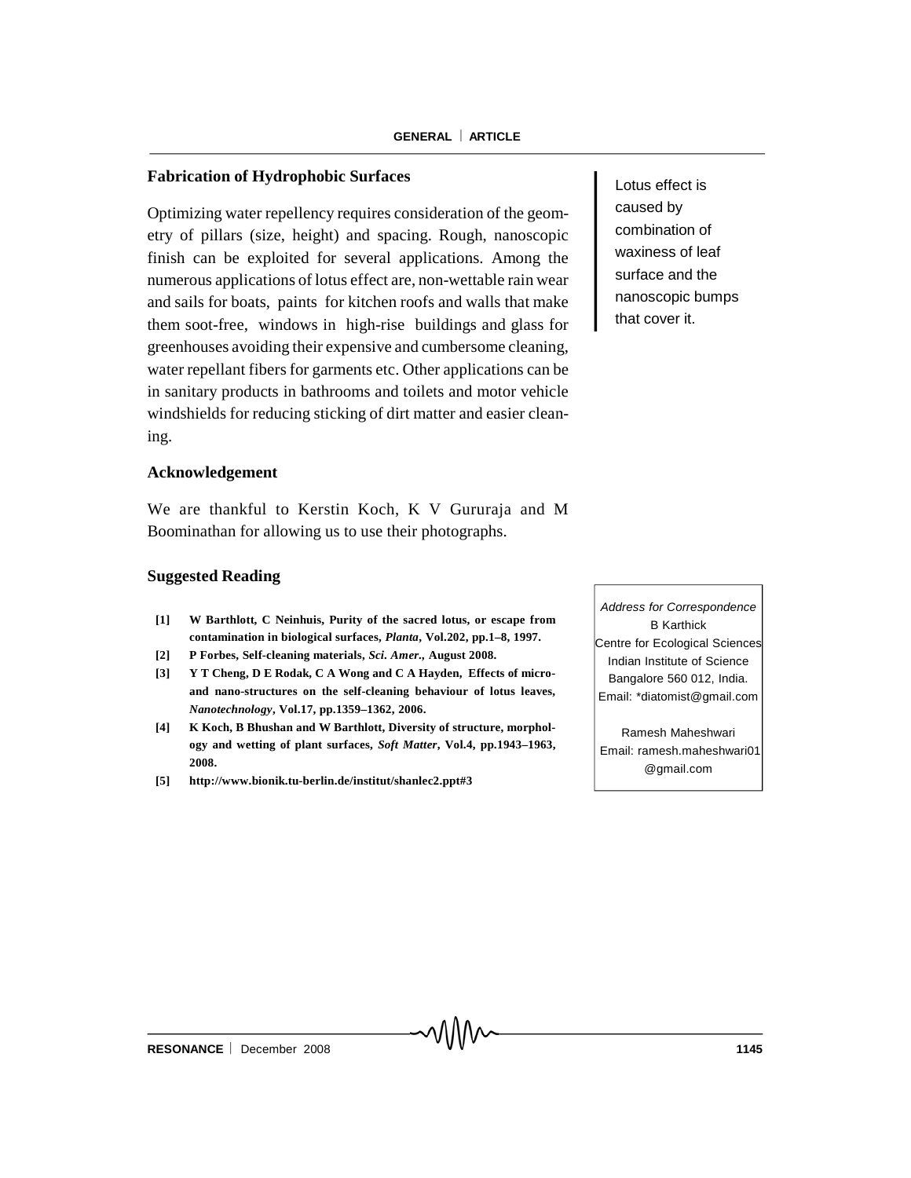## Fabrication of Hydrophobic Surfaces

Optimizing water repellency requires consideration of the geometry of pillars (size, height) and spacing. Rough, nanoscopic finish can be exploited for several applications. Among the numerous applications of lotus effect are, non-wettable rain wear and sails for boats, paints for kitchen roofs and walls that make them soot-free, windows in high-rise buildings and glass for greenhouses avoiding their expensive and cumbersome cleaning, water repellant fibers for garments etc. Other applications can be in sanitary products in bathrooms and toilets and motor vehicle windshields for reducing sticking of dirt matter and easier cleaning.

Lotus effect is caused by combination of waxiness of leaf surface and the nanoscopic bumps that cover it.

## Acknowledgement

We are thankful to Kerstin Koch, K V Gururaja and M Boominathan for allowing us to use their photographs.

## Suggested Reading

**[1] W Barthlott, C Neinhuis, Purity of the sacred lotus, or escape from contamination in biological surfaces, *Planta*, Vol.202, pp.1–8, 1997.**

**[2] P Forbes, Self-cleaning materials, *Sci. Amer.*, August 2008.**

**[3] Y T Cheng, D E Rodak, C A Wong and C A Hayden, Effects of micro- and nano-structures on the self-cleaning behaviour of lotus leaves, *Nanotechnology*, Vol.17, pp.1359–1362, 2006.**

**[4] K Koch, B Bhushan and W Barthlott, Diversity of structure, morphology and wetting of plant surfaces, *Soft Matter*, Vol.4, pp.1943–1963, 2008.**

**[5] http://www.bionik.tu-berlin.de/institut/shanlec2.ppt#3**

*Address for Correspondence*
B Karthick
Centre for Ecological Sciences
Indian Institute of Science
Bangalore 560 012, India.
Email: *diatomist@gmail.com

Ramesh Maheshwari
Email: ramesh.maheshwari01@gmail.com